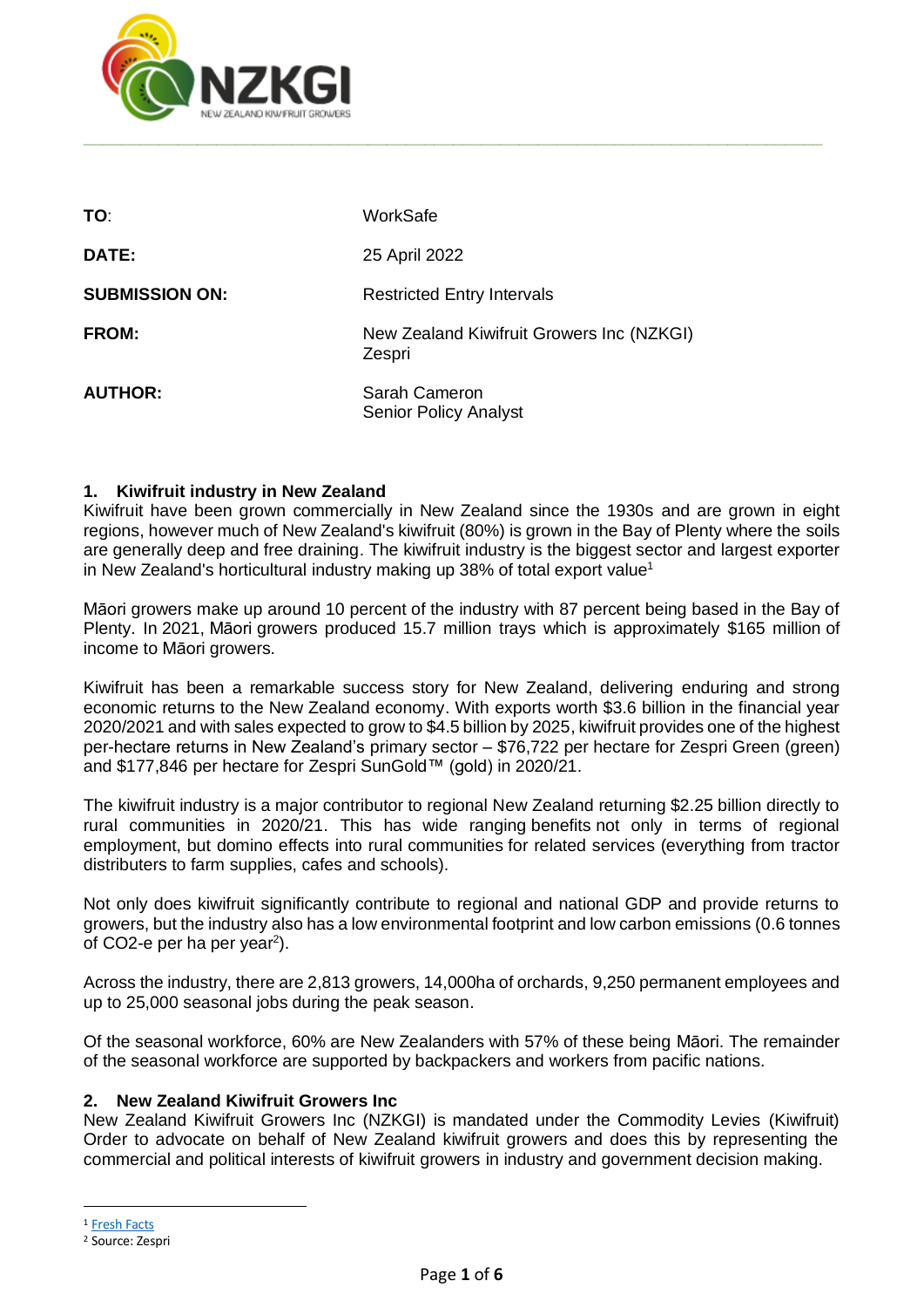| | |
|---|---|
| **TO**: | WorkSafe |
| **DATE:** | 25 April 2022 |
| **SUBMISSION ON:** | Restricted Entry Intervals |
| **FROM:** | New Zealand Kiwifruit Growers Inc (NZKGI) Zespri |
| **AUTHOR:** | Sarah Cameron Senior Policy Analyst |

## 1. Kiwifruit industry in New Zealand

Kiwifruit have been grown commercially in New Zealand since the 1930s and are grown in eight regions, however much of New Zealand's kiwifruit (80%) is grown in the Bay of Plenty where the soils are generally deep and free draining. The kiwifruit industry is the biggest sector and largest exporter in New Zealand's horticultural industry making up 38% of total export value[1]

Māori growers make up around 10 percent of the industry with 87 percent being based in the Bay of Plenty. In 2021, Māori growers produced 15.7 million trays which is approximately $165 million of income to Māori growers.

Kiwifruit has been a remarkable success story for New Zealand, delivering enduring and strong economic returns to the New Zealand economy. With exports worth $3.6 billion in the financial year 2020/2021 and with sales expected to grow to $4.5 billion by 2025, kiwifruit provides one of the highest per-hectare returns in New Zealand's primary sector – $76,722 per hectare for Zespri Green (green) and $177,846 per hectare for Zespri SunGold™ (gold) in 2020/21.

The kiwifruit industry is a major contributor to regional New Zealand returning $2.25 billion directly to rural communities in 2020/21. This has wide ranging benefits not only in terms of regional employment, but domino effects into rural communities for related services (everything from tractor distributers to farm supplies, cafes and schools).

Not only does kiwifruit significantly contribute to regional and national GDP and provide returns to growers, but the industry also has a low environmental footprint and low carbon emissions (0.6 tonnes of CO2-e per ha per year[2]).

Across the industry, there are 2,813 growers, 14,000ha of orchards, 9,250 permanent employees and up to 25,000 seasonal jobs during the peak season.

Of the seasonal workforce, 60% are New Zealanders with 57% of these being Māori. The remainder of the seasonal workforce are supported by backpackers and workers from pacific nations.

## 2. New Zealand Kiwifruit Growers Inc

New Zealand Kiwifruit Growers Inc (NZKGI) is mandated under the Commodity Levies (Kiwifruit) Order to advocate on behalf of New Zealand kiwifruit growers and does this by representing the commercial and political interests of kiwifruit growers in industry and government decision making.

---

[1] Fresh Facts

[2] Source: Zespri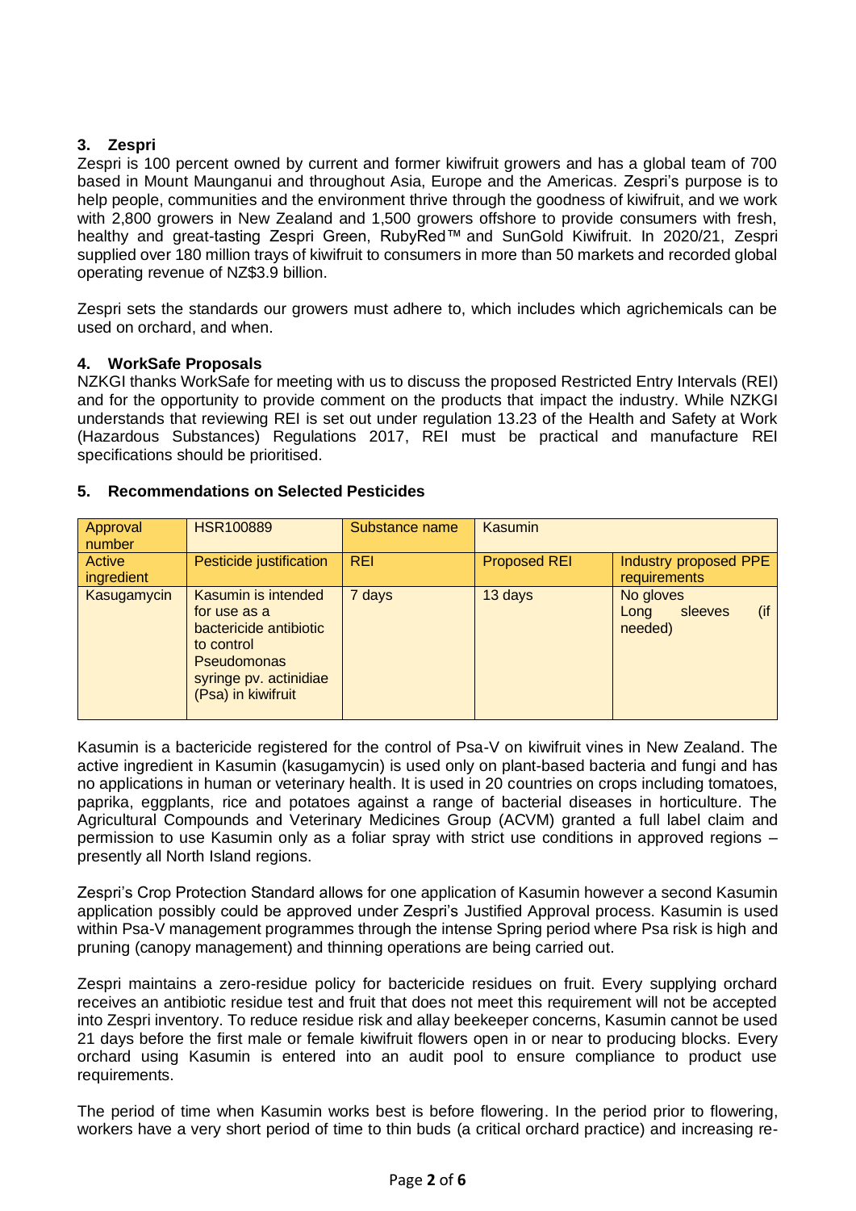## 3. Zespri

Zespri is 100 percent owned by current and former kiwifruit growers and has a global team of 700 based in Mount Maunganui and throughout Asia, Europe and the Americas. Zespri's purpose is to help people, communities and the environment thrive through the goodness of kiwifruit, and we work with 2,800 growers in New Zealand and 1,500 growers offshore to provide consumers with fresh, healthy and great-tasting Zespri Green, RubyRed™ and SunGold Kiwifruit. In 2020/21, Zespri supplied over 180 million trays of kiwifruit to consumers in more than 50 markets and recorded global operating revenue of NZ$3.9 billion.

Zespri sets the standards our growers must adhere to, which includes which agrichemicals can be used on orchard, and when.

## 4. WorkSafe Proposals

NZKGI thanks WorkSafe for meeting with us to discuss the proposed Restricted Entry Intervals (REI) and for the opportunity to provide comment on the products that impact the industry. While NZKGI understands that reviewing REI is set out under regulation 13.23 of the Health and Safety at Work (Hazardous Substances) Regulations 2017, REI must be practical and manufacture REI specifications should be prioritised.

## 5. Recommendations on Selected Pesticides

| Approval number | HSR100889 | Substance name | Kasumin | |
|---|---|---|---|---|
| Active ingredient | Pesticide justification | REI | Proposed REI | Industry proposed PPE requirements |
| Kasugamycin | Kasumin is intended for use as a bactericide antibiotic to control Pseudomonas syringe pv. actinidiae (Psa) in kiwifruit | 7 days | 13 days | No gloves<br>Long sleeves (if needed) |

Kasumin is a bactericide registered for the control of Psa-V on kiwifruit vines in New Zealand. The active ingredient in Kasumin (kasugamycin) is used only on plant-based bacteria and fungi and has no applications in human or veterinary health. It is used in 20 countries on crops including tomatoes, paprika, eggplants, rice and potatoes against a range of bacterial diseases in horticulture. The Agricultural Compounds and Veterinary Medicines Group (ACVM) granted a full label claim and permission to use Kasumin only as a foliar spray with strict use conditions in approved regions – presently all North Island regions.

Zespri's Crop Protection Standard allows for one application of Kasumin however a second Kasumin application possibly could be approved under Zespri's Justified Approval process. Kasumin is used within Psa-V management programmes through the intense Spring period where Psa risk is high and pruning (canopy management) and thinning operations are being carried out.

Zespri maintains a zero-residue policy for bactericide residues on fruit. Every supplying orchard receives an antibiotic residue test and fruit that does not meet this requirement will not be accepted into Zespri inventory. To reduce residue risk and allay beekeeper concerns, Kasumin cannot be used 21 days before the first male or female kiwifruit flowers open in or near to producing blocks. Every orchard using Kasumin is entered into an audit pool to ensure compliance to product use requirements.

The period of time when Kasumin works best is before flowering. In the period prior to flowering, workers have a very short period of time to thin buds (a critical orchard practice) and increasing re-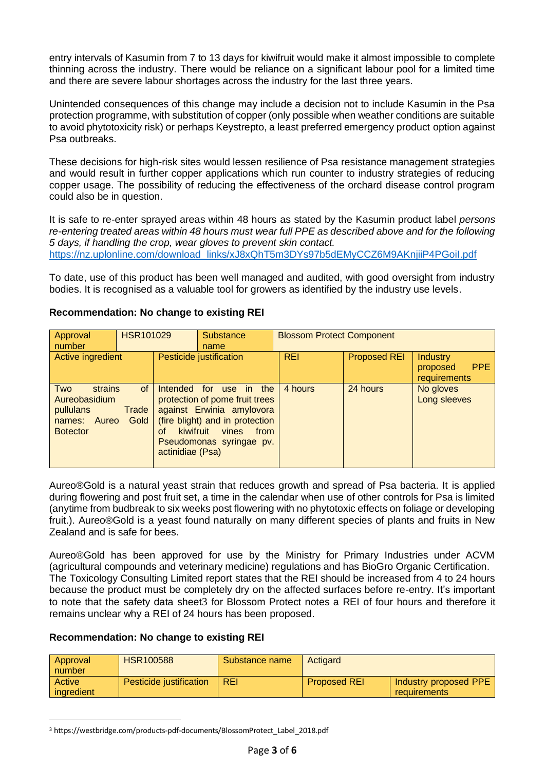entry intervals of Kasumin from 7 to 13 days for kiwifruit would make it almost impossible to complete thinning across the industry. There would be reliance on a significant labour pool for a limited time and there are severe labour shortages across the industry for the last three years.

Unintended consequences of this change may include a decision not to include Kasumin in the Psa protection programme, with substitution of copper (only possible when weather conditions are suitable to avoid phytotoxicity risk) or perhaps Keystrepto, a least preferred emergency product option against Psa outbreaks.

These decisions for high-risk sites would lessen resilience of Psa resistance management strategies and would result in further copper applications which run counter to industry strategies of reducing copper usage. The possibility of reducing the effectiveness of the orchard disease control program could also be in question.

It is safe to re-enter sprayed areas within 48 hours as stated by the Kasumin product label *persons re-entering treated areas within 48 hours must wear full PPE as described above and for the following 5 days, if handling the crop, wear gloves to prevent skin contact.*
https://nz.uplonline.com/download_links/xJ8xQhT5m3DYs97b5dEMyCCZ6M9AKnjiiP4PGoiI.pdf

To date, use of this product has been well managed and audited, with good oversight from industry bodies. It is recognised as a valuable tool for growers as identified by the industry use levels.

**Recommendation: No change to existing REI**

| Approval number | HSR101029 | Substance name | Blossom Protect Component | |
|---|---|---|---|---|
| **Active ingredient** | **Pesticide justification** | **REI** | **Proposed REI** | **Industry proposed PPE requirements** |
| Two strains of Aureobasidium pullulans Trade names: Aureo Gold Botector | Intended for use in the protection of pome fruit trees against Erwinia amylovora (fire blight) and in protection of kiwifruit vines from Pseudomonas syringae pv. actinidiae (Psa) | 4 hours | 24 hours | No gloves<br>Long sleeves |

Aureo®Gold is a natural yeast strain that reduces growth and spread of Psa bacteria. It is applied during flowering and post fruit set, a time in the calendar when use of other controls for Psa is limited (anytime from budbreak to six weeks post flowering with no phytotoxic effects on foliage or developing fruit.). Aureo®Gold is a yeast found naturally on many different species of plants and fruits in New Zealand and is safe for bees.

Aureo®Gold has been approved for use by the Ministry for Primary Industries under ACVM (agricultural compounds and veterinary medicine) regulations and has BioGro Organic Certification. The Toxicology Consulting Limited report states that the REI should be increased from 4 to 24 hours because the product must be completely dry on the affected surfaces before re-entry. It's important to note that the safety data sheet[3] for Blossom Protect notes a REI of four hours and therefore it remains unclear why a REI of 24 hours has been proposed.

**Recommendation: No change to existing REI**

| Approval number | HSR100588 | Substance name | Actigard | |
|---|---|---|---|---|
| **Active ingredient** | **Pesticide justification** | **REI** | **Proposed REI** | **Industry proposed PPE requirements** |

[3] https://westbridge.com/products-pdf-documents/BlossomProtect_Label_2018.pdf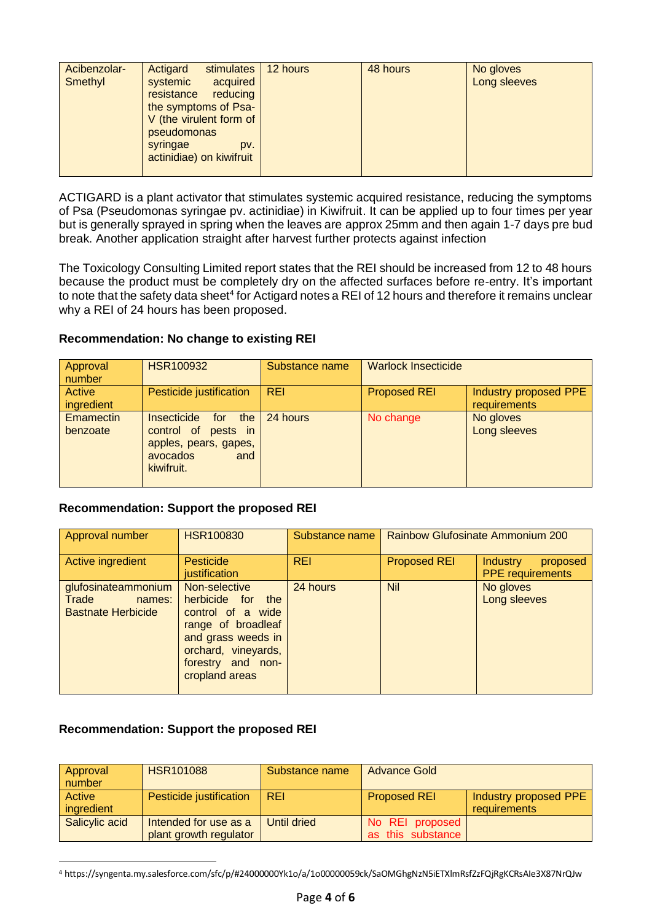| Acibenzolar-Smethyl | Actigard stimulates systemic acquired resistance reducing the symptoms of Psa-V (the virulent form of pseudomonas syringae pv. actinidiae) on kiwifruit | 12 hours | 48 hours | No gloves<br>Long sleeves |
|---|---|---|---|---|

ACTIGARD is a plant activator that stimulates systemic acquired resistance, reducing the symptoms of Psa (Pseudomonas syringae pv. actinidiae) in Kiwifruit. It can be applied up to four times per year but is generally sprayed in spring when the leaves are approx 25mm and then again 1-7 days pre bud break. Another application straight after harvest further protects against infection

The Toxicology Consulting Limited report states that the REI should be increased from 12 to 48 hours because the product must be completely dry on the affected surfaces before re-entry. It's important to note that the safety data sheet[4] for Actigard notes a REI of 12 hours and therefore it remains unclear why a REI of 24 hours has been proposed.

**Recommendation: No change to existing REI**

| Approval number | HSR100932 | Substance name | Warlock Insecticide | |
|---|---|---|---|---|
| Active ingredient | Pesticide justification | REI | Proposed REI | Industry proposed PPE requirements |
| Emamectin benzoate | Insecticide for the control of pests in apples, pears, gapes, avocados and kiwifruit. | 24 hours | No change | No gloves<br>Long sleeves |

**Recommendation: Support the proposed REI**

| Approval number | HSR100830 | Substance name | Rainbow Glufosinate Ammonium 200 | |
|---|---|---|---|---|
| Active ingredient | Pesticide justification | REI | Proposed REI | Industry proposed PPE requirements |
| glufosinateammonium<br>Trade names: Bastnate Herbicide | Non-selective herbicide for the control of a wide range of broadleaf and grass weeds in orchard, vineyards, forestry and non-cropland areas | 24 hours | Nil | No gloves<br>Long sleeves |

**Recommendation: Support the proposed REI**

| Approval number | HSR101088 | Substance name | Advance Gold | |
|---|---|---|---|---|
| Active ingredient | Pesticide justification | REI | Proposed REI | Industry proposed PPE requirements |
| Salicylic acid | Intended for use as a plant growth regulator | Until dried | No REI proposed as this substance | |

[4] https://syngenta.my.salesforce.com/sfc/p/#24000000Yk1o/a/1o00000059ck/SaOMGhgNzN5iETXlmRsfZzFQjRgKCRsAIe3X87NrQJw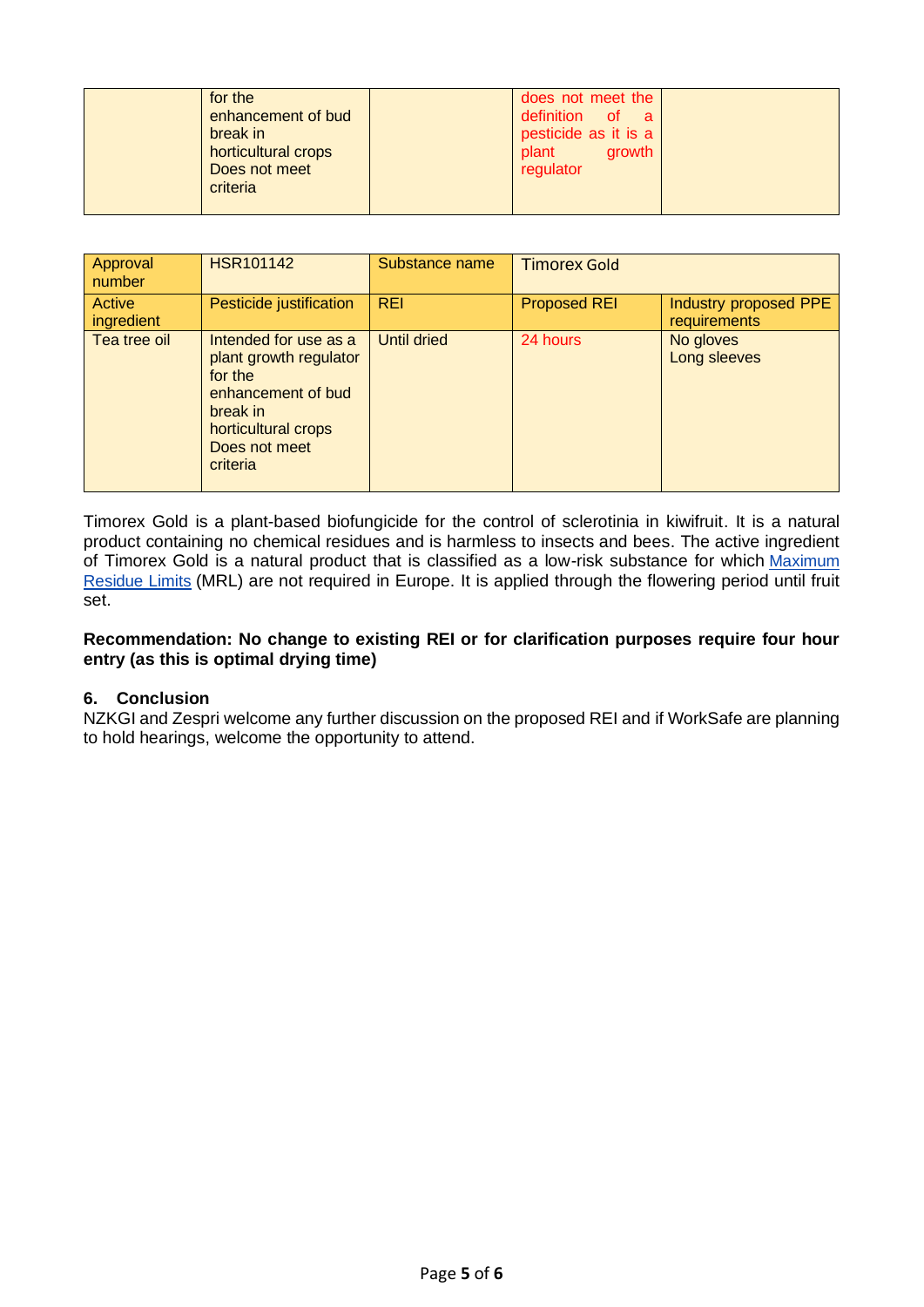| | for the enhancement of bud break in horticultural crops Does not meet criteria | | does not meet the definition of a pesticide as it is a plant growth regulator | |
|---|---|---|---|---|

| Approval number | HSR101142 | Substance name | Timorex Gold | |
|---|---|---|---|---|
| Active ingredient | Pesticide justification | REI | Proposed REI | Industry proposed PPE requirements |
| Tea tree oil | Intended for use as a plant growth regulator for the enhancement of bud break in horticultural crops Does not meet criteria | Until dried | 24 hours | No gloves Long sleeves |

Timorex Gold is a plant-based biofungicide for the control of sclerotinia in kiwifruit. It is a natural product containing no chemical residues and is harmless to insects and bees. The active ingredient of Timorex Gold is a natural product that is classified as a low-risk substance for which Maximum Residue Limits (MRL) are not required in Europe. It is applied through the flowering period until fruit set.

**Recommendation: No change to existing REI or for clarification purposes require four hour entry (as this is optimal drying time)**

## 6. Conclusion

NZKGI and Zespri welcome any further discussion on the proposed REI and if WorkSafe are planning to hold hearings, welcome the opportunity to attend.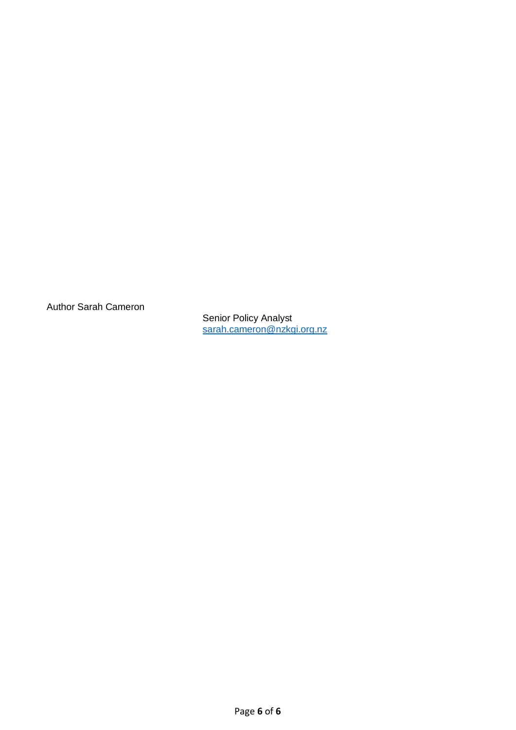Author Sarah Cameron

Senior Policy Analyst
sarah.cameron@nzkgi.org.nz